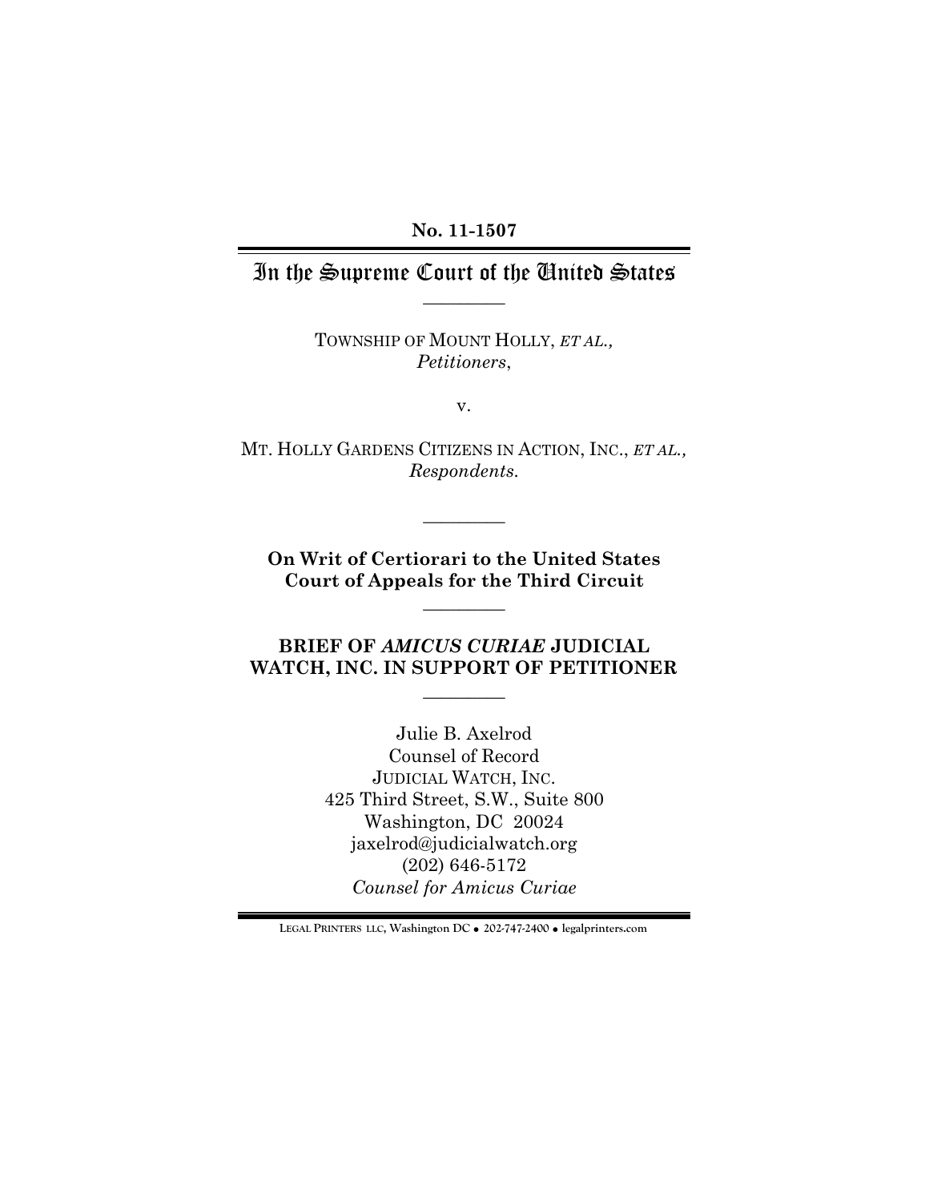No. 11-1507

# In the Supreme Court of the United States

TOWNSHIP OF MOUNT HOLLY, *ET AL.*,
*Petitioners*,

v.

MT. HOLLY GARDENS CITIZENS IN ACTION, INC., *ET AL.*,
*Respondents.*

**On Writ of Certiorari to the United States Court of Appeals for the Third Circuit**

## BRIEF OF *AMICUS CURIAE* JUDICIAL WATCH, INC. IN SUPPORT OF PETITIONER

Julie B. Axelrod
Counsel of Record
JUDICIAL WATCH, INC.
425 Third Street, S.W., Suite 800
Washington, DC 20024
jaxelrod@judicialwatch.org
(202) 646-5172
*Counsel for Amicus Curiae*

LEGAL PRINTERS LLC, Washington DC • 202-747-2400 • legalprinters.com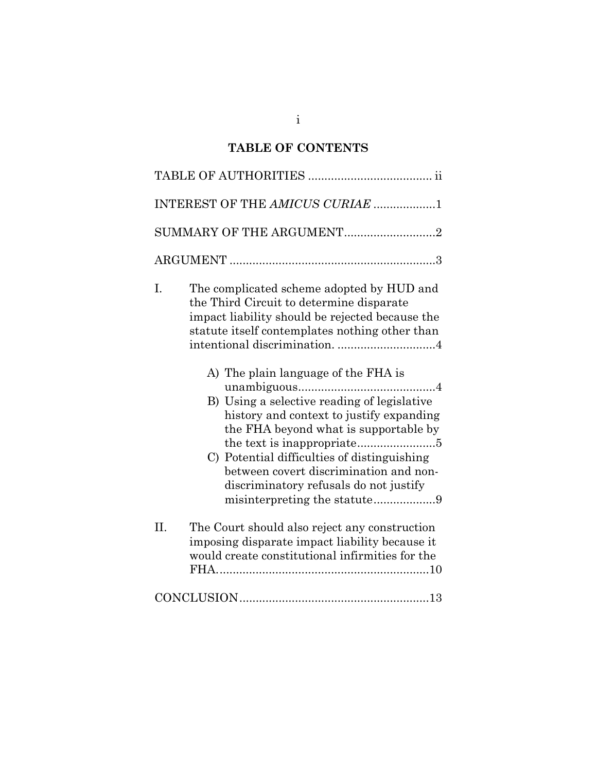# TABLE OF CONTENTS

TABLE OF AUTHORITIES ..................................... ii

INTEREST OF THE *AMICUS CURIAE* ..................1

SUMMARY OF THE ARGUMENT...........................2

ARGUMENT ..............................................................3

I. The complicated scheme adopted by HUD and the Third Circuit to determine disparate impact liability should be rejected because the statute itself contemplates nothing other than intentional discrimination. ..............................4

   A) The plain language of the FHA is unambiguous..........................................4

   B) Using a selective reading of legislative history and context to justify expanding the FHA beyond what is supportable by the text is inappropriate........................5

   C) Potential difficulties of distinguishing between covert discrimination and non-discriminatory refusals do not justify misinterpreting the statute...................9

II. The Court should also reject any construction imposing disparate impact liability because it would create constitutional infirmities for the FHA................................................................10

CONCLUSION.........................................................13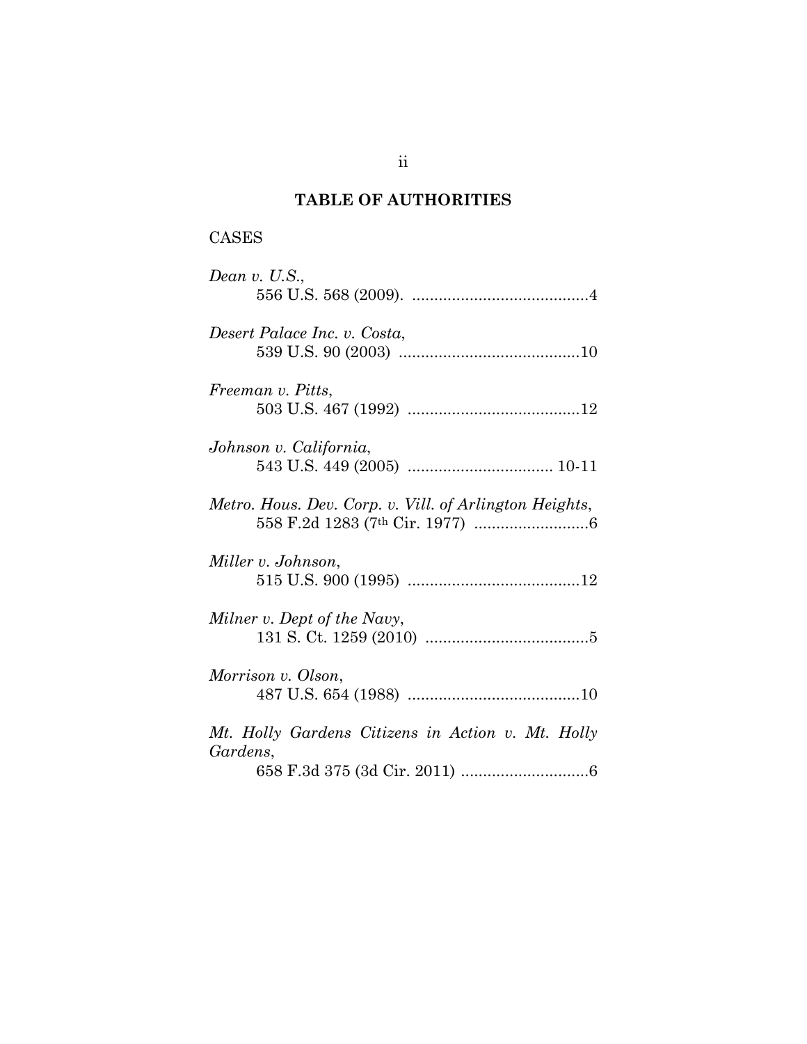## TABLE OF AUTHORITIES

CASES

*Dean v. U.S.*,
556 U.S. 568 (2009). ........................................4

*Desert Palace Inc. v. Costa*,
539 U.S. 90 (2003) .........................................10

*Freeman v. Pitts*,
503 U.S. 467 (1992) .......................................12

*Johnson v. California*,
543 U.S. 449 (2005) ................................. 10-11

*Metro. Hous. Dev. Corp. v. Vill. of Arlington Heights*,
558 F.2d 1283 (7th Cir. 1977) ..........................6

*Miller v. Johnson*,
515 U.S. 900 (1995) .......................................12

*Milner v. Dept of the Navy*,
131 S. Ct. 1259 (2010) .....................................5

*Morrison v. Olson*,
487 U.S. 654 (1988) .......................................10

*Mt. Holly Gardens Citizens in Action v. Mt. Holly Gardens*,
658 F.3d 375 (3d Cir. 2011) .............................6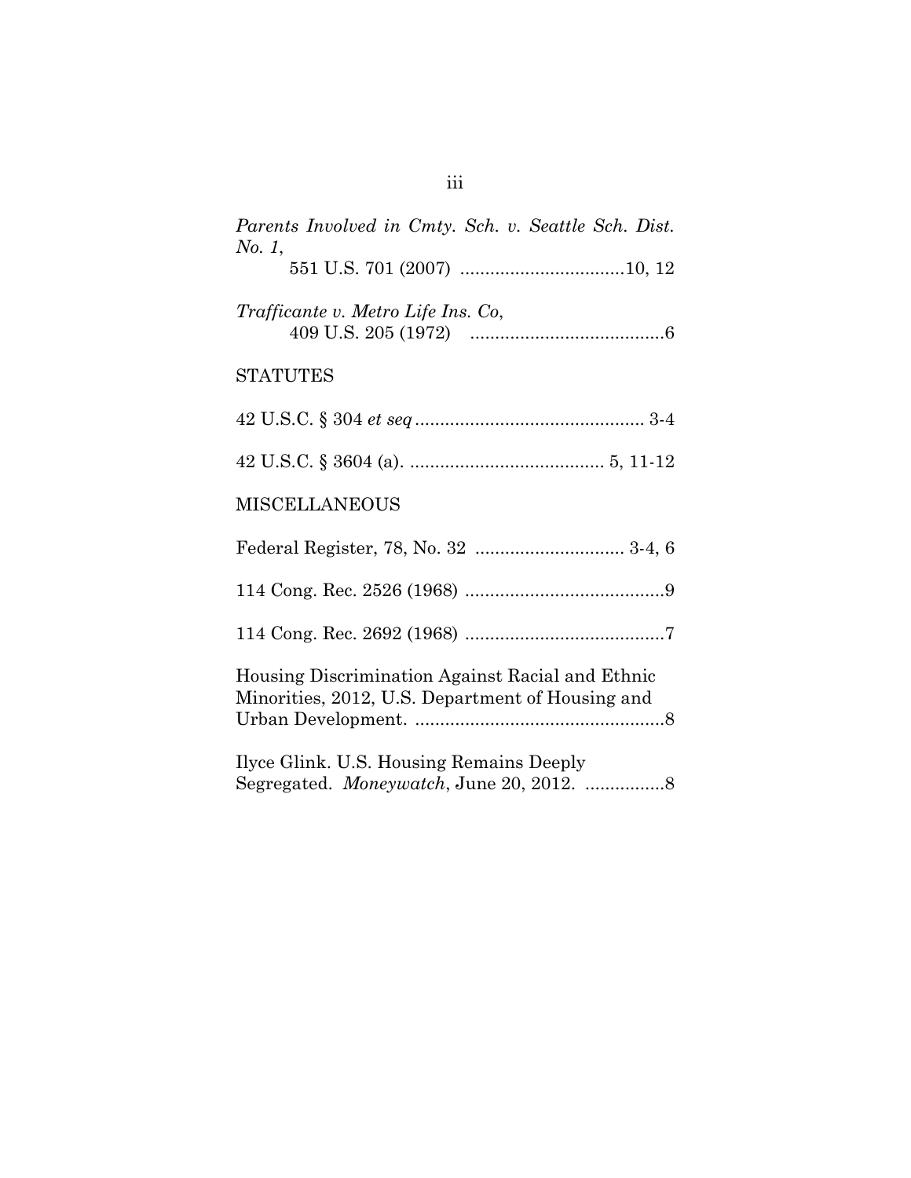*Parents Involved in Cmty. Sch. v. Seattle Sch. Dist. No. 1*,
551 U.S. 701 (2007) ................................10, 12

*Trafficante v. Metro Life Ins. Co*,
409 U.S. 205 (1972) ......................................6

STATUTES

42 U.S.C. § 304 *et seq* .............................................. 3-4

42 U.S.C. § 3604 (a). ....................................... 5, 11-12

MISCELLANEOUS

Federal Register, 78, No. 32 .............................. 3-4, 6

114 Cong. Rec. 2526 (1968) ........................................9

114 Cong. Rec. 2692 (1968) ........................................7

Housing Discrimination Against Racial and Ethnic Minorities, 2012, U.S. Department of Housing and Urban Development. ..................................................8

Ilyce Glink. U.S. Housing Remains Deeply Segregated. *Moneywatch*, June 20, 2012. ................8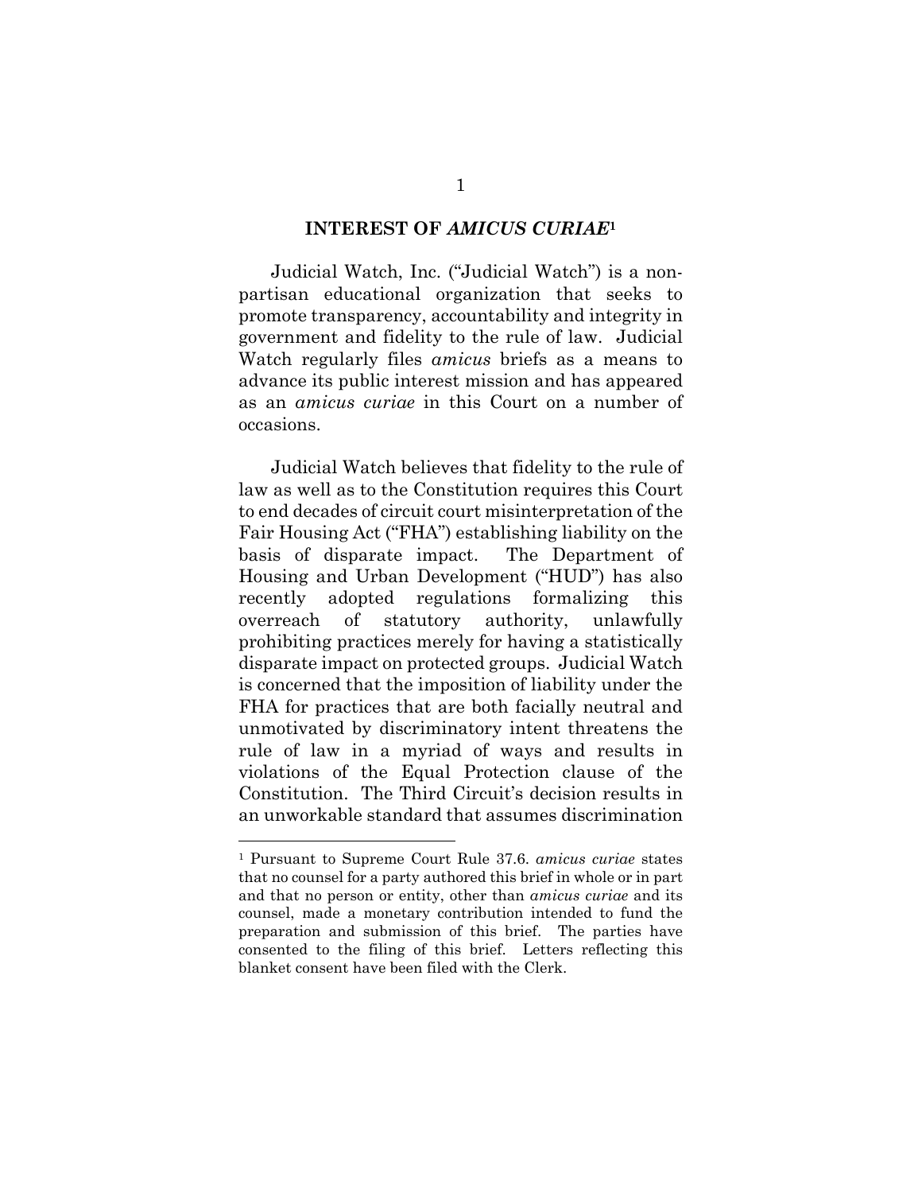## INTEREST OF *AMICUS CURIAE*[1]

Judicial Watch, Inc. ("Judicial Watch") is a non-partisan educational organization that seeks to promote transparency, accountability and integrity in government and fidelity to the rule of law. Judicial Watch regularly files *amicus* briefs as a means to advance its public interest mission and has appeared as an *amicus curiae* in this Court on a number of occasions.

Judicial Watch believes that fidelity to the rule of law as well as to the Constitution requires this Court to end decades of circuit court misinterpretation of the Fair Housing Act ("FHA") establishing liability on the basis of disparate impact. The Department of Housing and Urban Development ("HUD") has also recently adopted regulations formalizing this overreach of statutory authority, unlawfully prohibiting practices merely for having a statistically disparate impact on protected groups. Judicial Watch is concerned that the imposition of liability under the FHA for practices that are both facially neutral and unmotivated by discriminatory intent threatens the rule of law in a myriad of ways and results in violations of the Equal Protection clause of the Constitution. The Third Circuit's decision results in an unworkable standard that assumes discrimination

[1] Pursuant to Supreme Court Rule 37.6. *amicus curiae* states that no counsel for a party authored this brief in whole or in part and that no person or entity, other than *amicus curiae* and its counsel, made a monetary contribution intended to fund the preparation and submission of this brief. The parties have consented to the filing of this brief. Letters reflecting this blanket consent have been filed with the Clerk.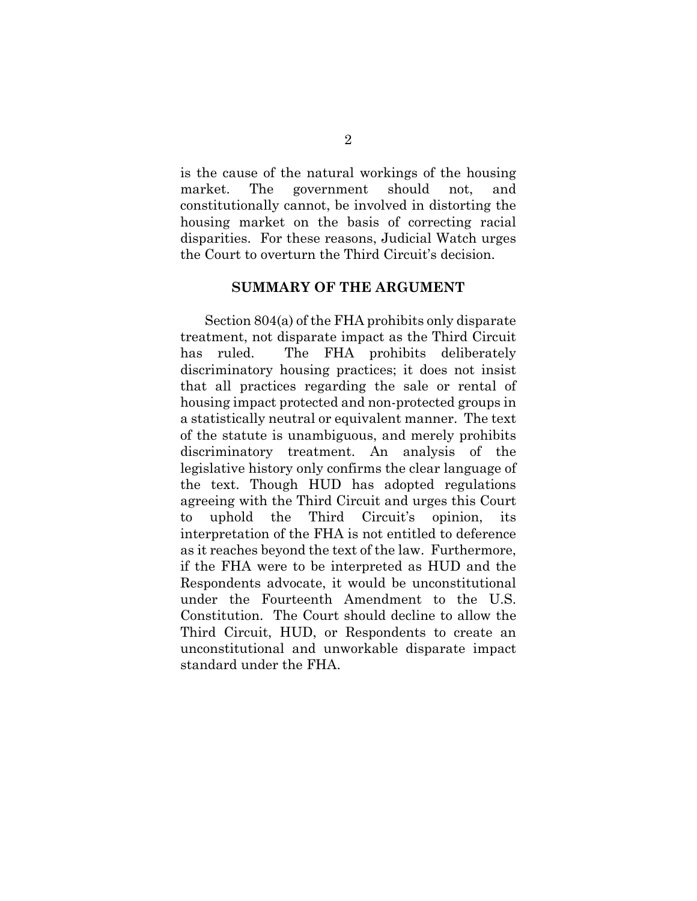is the cause of the natural workings of the housing market. The government should not, and constitutionally cannot, be involved in distorting the housing market on the basis of correcting racial disparities. For these reasons, Judicial Watch urges the Court to overturn the Third Circuit's decision.

## SUMMARY OF THE ARGUMENT

Section 804(a) of the FHA prohibits only disparate treatment, not disparate impact as the Third Circuit has ruled. The FHA prohibits deliberately discriminatory housing practices; it does not insist that all practices regarding the sale or rental of housing impact protected and non-protected groups in a statistically neutral or equivalent manner. The text of the statute is unambiguous, and merely prohibits discriminatory treatment. An analysis of the legislative history only confirms the clear language of the text. Though HUD has adopted regulations agreeing with the Third Circuit and urges this Court to uphold the Third Circuit's opinion, its interpretation of the FHA is not entitled to deference as it reaches beyond the text of the law. Furthermore, if the FHA were to be interpreted as HUD and the Respondents advocate, it would be unconstitutional under the Fourteenth Amendment to the U.S. Constitution. The Court should decline to allow the Third Circuit, HUD, or Respondents to create an unconstitutional and unworkable disparate impact standard under the FHA.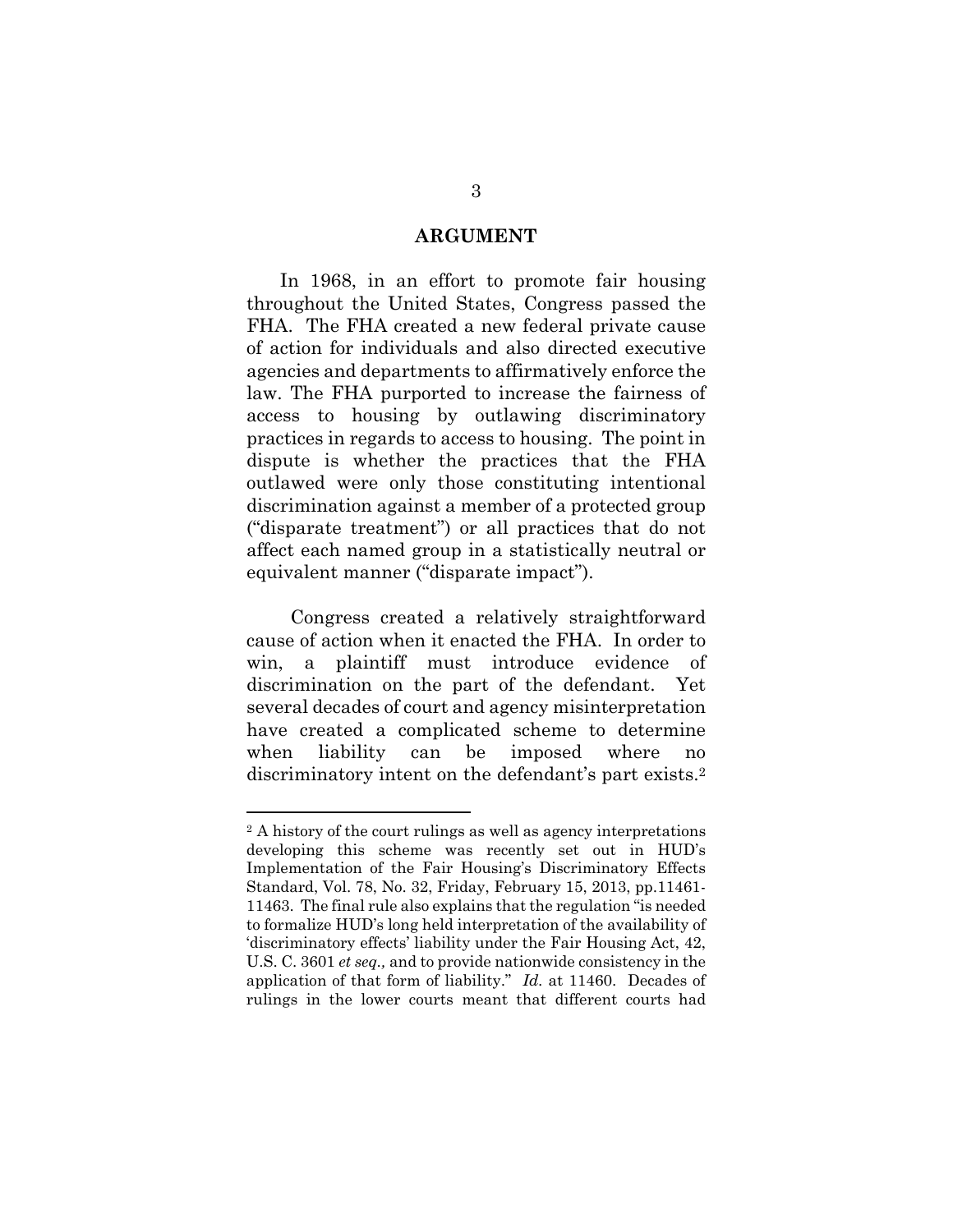## ARGUMENT

In 1968, in an effort to promote fair housing throughout the United States, Congress passed the FHA. The FHA created a new federal private cause of action for individuals and also directed executive agencies and departments to affirmatively enforce the law. The FHA purported to increase the fairness of access to housing by outlawing discriminatory practices in regards to access to housing. The point in dispute is whether the practices that the FHA outlawed were only those constituting intentional discrimination against a member of a protected group ("disparate treatment") or all practices that do not affect each named group in a statistically neutral or equivalent manner ("disparate impact").

Congress created a relatively straightforward cause of action when it enacted the FHA. In order to win, a plaintiff must introduce evidence of discrimination on the part of the defendant. Yet several decades of court and agency misinterpretation have created a complicated scheme to determine when liability can be imposed where no discriminatory intent on the defendant's part exists.[2]

---

[2] A history of the court rulings as well as agency interpretations developing this scheme was recently set out in HUD's Implementation of the Fair Housing's Discriminatory Effects Standard, Vol. 78, No. 32, Friday, February 15, 2013, pp.11461-11463. The final rule also explains that the regulation "is needed to formalize HUD's long held interpretation of the availability of 'discriminatory effects' liability under the Fair Housing Act, 42, U.S. C. 3601 *et seq.,* and to provide nationwide consistency in the application of that form of liability." *Id.* at 11460. Decades of rulings in the lower courts meant that different courts had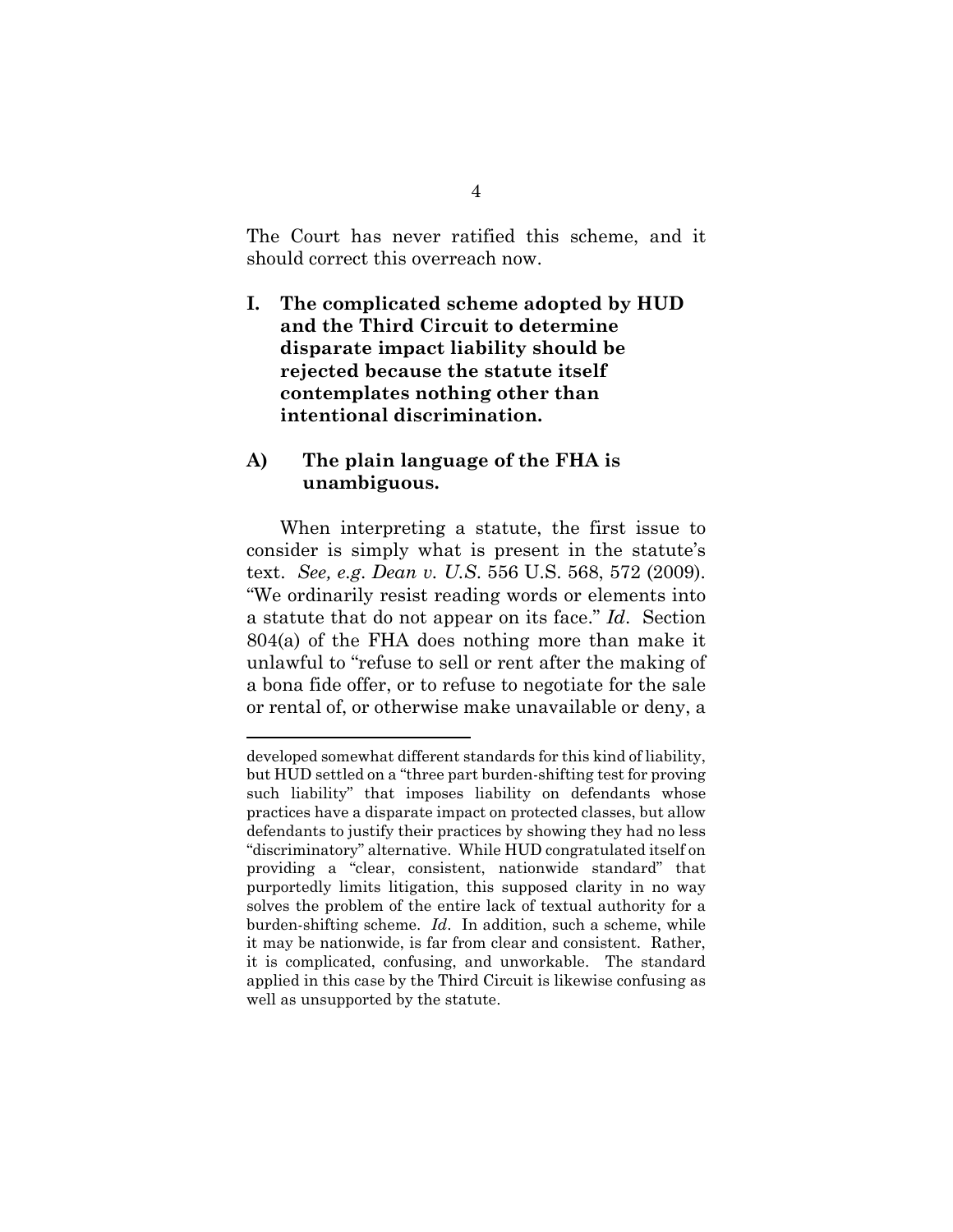The Court has never ratified this scheme, and it should correct this overreach now.

## I. The complicated scheme adopted by HUD and the Third Circuit to determine disparate impact liability should be rejected because the statute itself contemplates nothing other than intentional discrimination.

### A) The plain language of the FHA is unambiguous.

When interpreting a statute, the first issue to consider is simply what is present in the statute's text. *See, e.g. Dean v. U.S.* 556 U.S. 568, 572 (2009). "We ordinarily resist reading words or elements into a statute that do not appear on its face." *Id*. Section 804(a) of the FHA does nothing more than make it unlawful to "refuse to sell or rent after the making of a bona fide offer, or to refuse to negotiate for the sale or rental of, or otherwise make unavailable or deny, a

---

developed somewhat different standards for this kind of liability, but HUD settled on a "three part burden-shifting test for proving such liability" that imposes liability on defendants whose practices have a disparate impact on protected classes, but allow defendants to justify their practices by showing they had no less "discriminatory" alternative. While HUD congratulated itself on providing a "clear, consistent, nationwide standard" that purportedly limits litigation, this supposed clarity in no way solves the problem of the entire lack of textual authority for a burden-shifting scheme. *Id*. In addition, such a scheme, while it may be nationwide, is far from clear and consistent. Rather, it is complicated, confusing, and unworkable. The standard applied in this case by the Third Circuit is likewise confusing as well as unsupported by the statute.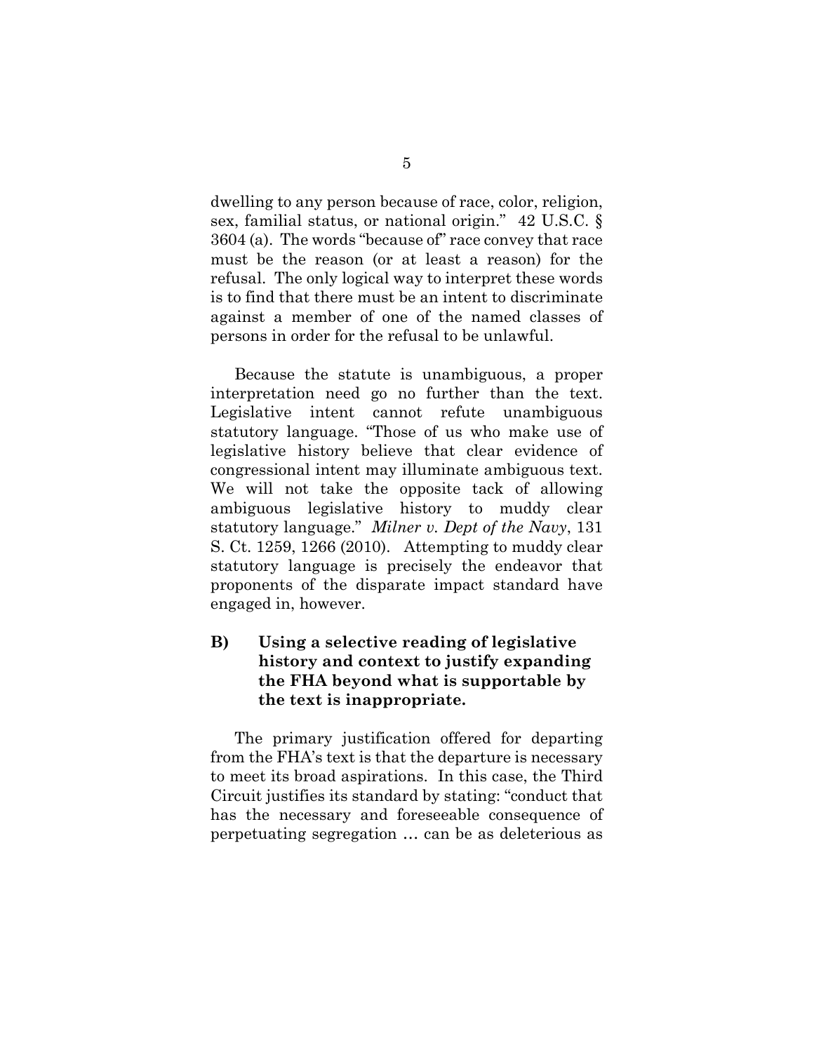dwelling to any person because of race, color, religion, sex, familial status, or national origin." 42 U.S.C. § 3604 (a). The words "because of" race convey that race must be the reason (or at least a reason) for the refusal. The only logical way to interpret these words is to find that there must be an intent to discriminate against a member of one of the named classes of persons in order for the refusal to be unlawful.

Because the statute is unambiguous, a proper interpretation need go no further than the text. Legislative intent cannot refute unambiguous statutory language. "Those of us who make use of legislative history believe that clear evidence of congressional intent may illuminate ambiguous text. We will not take the opposite tack of allowing ambiguous legislative history to muddy clear statutory language." *Milner v. Dept of the Navy*, 131 S. Ct. 1259, 1266 (2010). Attempting to muddy clear statutory language is precisely the endeavor that proponents of the disparate impact standard have engaged in, however.

### B) Using a selective reading of legislative history and context to justify expanding the FHA beyond what is supportable by the text is inappropriate.

The primary justification offered for departing from the FHA's text is that the departure is necessary to meet its broad aspirations. In this case, the Third Circuit justifies its standard by stating: "conduct that has the necessary and foreseeable consequence of perpetuating segregation … can be as deleterious as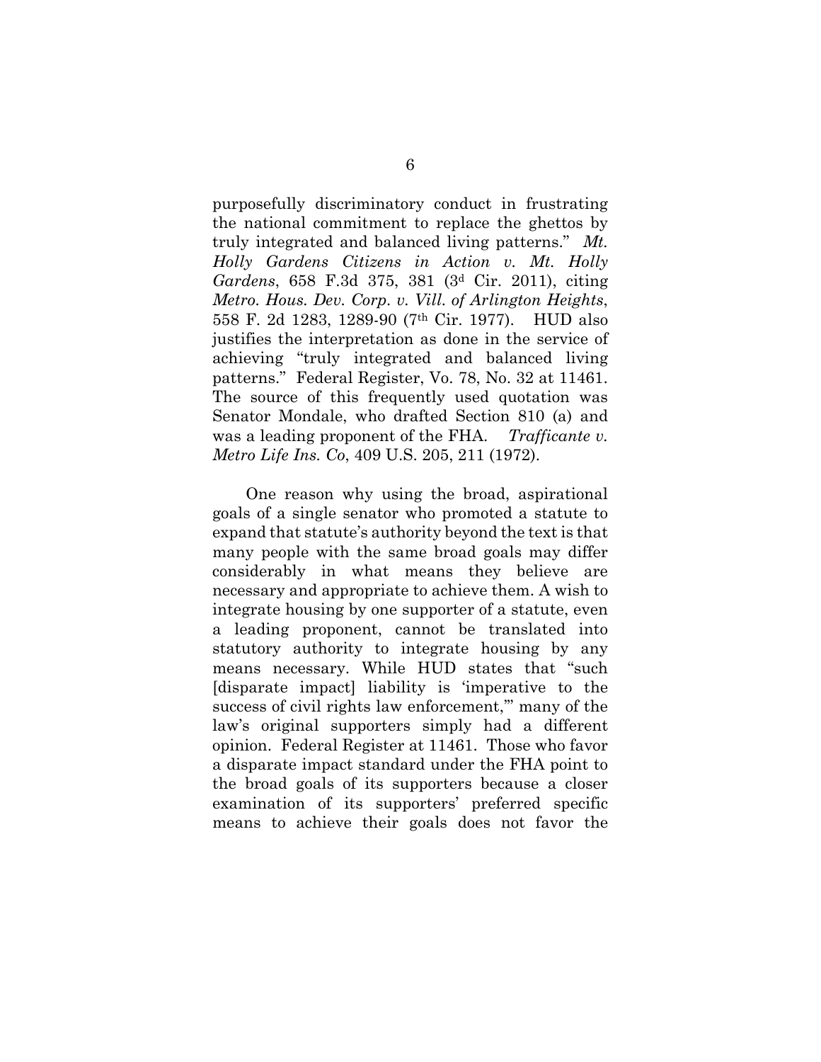purposefully discriminatory conduct in frustrating the national commitment to replace the ghettos by truly integrated and balanced living patterns." *Mt. Holly Gardens Citizens in Action v. Mt. Holly Gardens*, 658 F.3d 375, 381 (3d Cir. 2011), citing *Metro. Hous. Dev. Corp. v. Vill. of Arlington Heights*, 558 F. 2d 1283, 1289-90 (7th Cir. 1977). HUD also justifies the interpretation as done in the service of achieving "truly integrated and balanced living patterns." Federal Register, Vo. 78, No. 32 at 11461. The source of this frequently used quotation was Senator Mondale, who drafted Section 810 (a) and was a leading proponent of the FHA. *Trafficante v. Metro Life Ins. Co*, 409 U.S. 205, 211 (1972).

One reason why using the broad, aspirational goals of a single senator who promoted a statute to expand that statute's authority beyond the text is that many people with the same broad goals may differ considerably in what means they believe are necessary and appropriate to achieve them. A wish to integrate housing by one supporter of a statute, even a leading proponent, cannot be translated into statutory authority to integrate housing by any means necessary. While HUD states that "such [disparate impact] liability is 'imperative to the success of civil rights law enforcement,'" many of the law's original supporters simply had a different opinion. Federal Register at 11461. Those who favor a disparate impact standard under the FHA point to the broad goals of its supporters because a closer examination of its supporters' preferred specific means to achieve their goals does not favor the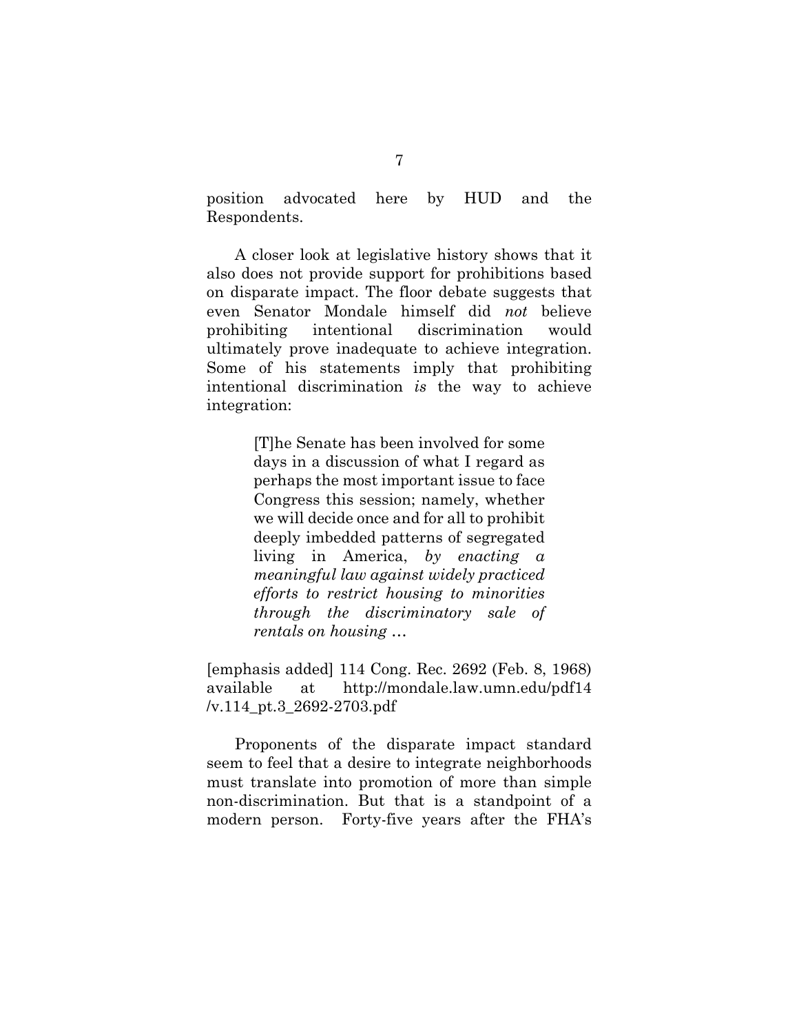position advocated here by HUD and the Respondents.

A closer look at legislative history shows that it also does not provide support for prohibitions based on disparate impact. The floor debate suggests that even Senator Mondale himself did *not* believe prohibiting intentional discrimination would ultimately prove inadequate to achieve integration. Some of his statements imply that prohibiting intentional discrimination *is* the way to achieve integration:

> [T]he Senate has been involved for some days in a discussion of what I regard as perhaps the most important issue to face Congress this session; namely, whether we will decide once and for all to prohibit deeply imbedded patterns of segregated living in America, *by enacting a meaningful law against widely practiced efforts to restrict housing to minorities through the discriminatory sale of rentals on housing …*

[emphasis added] 114 Cong. Rec. 2692 (Feb. 8, 1968) available at http://mondale.law.umn.edu/pdf14/v.114_pt.3_2692-2703.pdf

Proponents of the disparate impact standard seem to feel that a desire to integrate neighborhoods must translate into promotion of more than simple non-discrimination. But that is a standpoint of a modern person. Forty-five years after the FHA's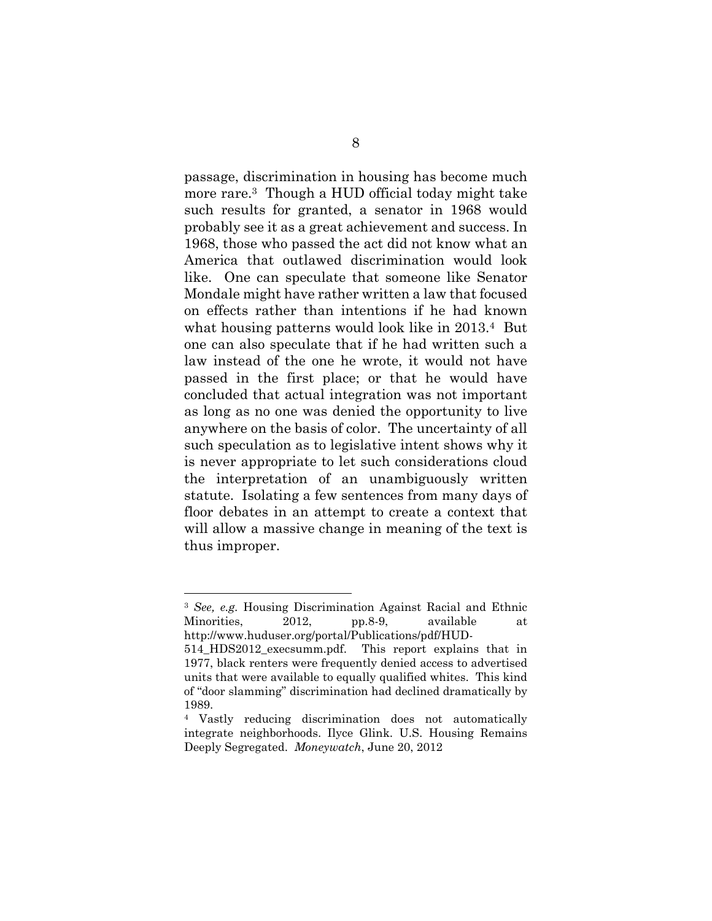passage, discrimination in housing has become much more rare.[3] Though a HUD official today might take such results for granted, a senator in 1968 would probably see it as a great achievement and success. In 1968, those who passed the act did not know what an America that outlawed discrimination would look like. One can speculate that someone like Senator Mondale might have rather written a law that focused on effects rather than intentions if he had known what housing patterns would look like in 2013.[4] But one can also speculate that if he had written such a law instead of the one he wrote, it would not have passed in the first place; or that he would have concluded that actual integration was not important as long as no one was denied the opportunity to live anywhere on the basis of color. The uncertainty of all such speculation as to legislative intent shows why it is never appropriate to let such considerations cloud the interpretation of an unambiguously written statute. Isolating a few sentences from many days of floor debates in an attempt to create a context that will allow a massive change in meaning of the text is thus improper.

---

[3] *See, e.g.* Housing Discrimination Against Racial and Ethnic Minorities, 2012, pp.8-9, available at http://www.huduser.org/portal/Publications/pdf/HUD-514_HDS2012_execsumm.pdf. This report explains that in 1977, black renters were frequently denied access to advertised units that were available to equally qualified whites. This kind of "door slamming" discrimination had declined dramatically by 1989.

[4] Vastly reducing discrimination does not automatically integrate neighborhoods. Ilyce Glink. U.S. Housing Remains Deeply Segregated. *Moneywatch*, June 20, 2012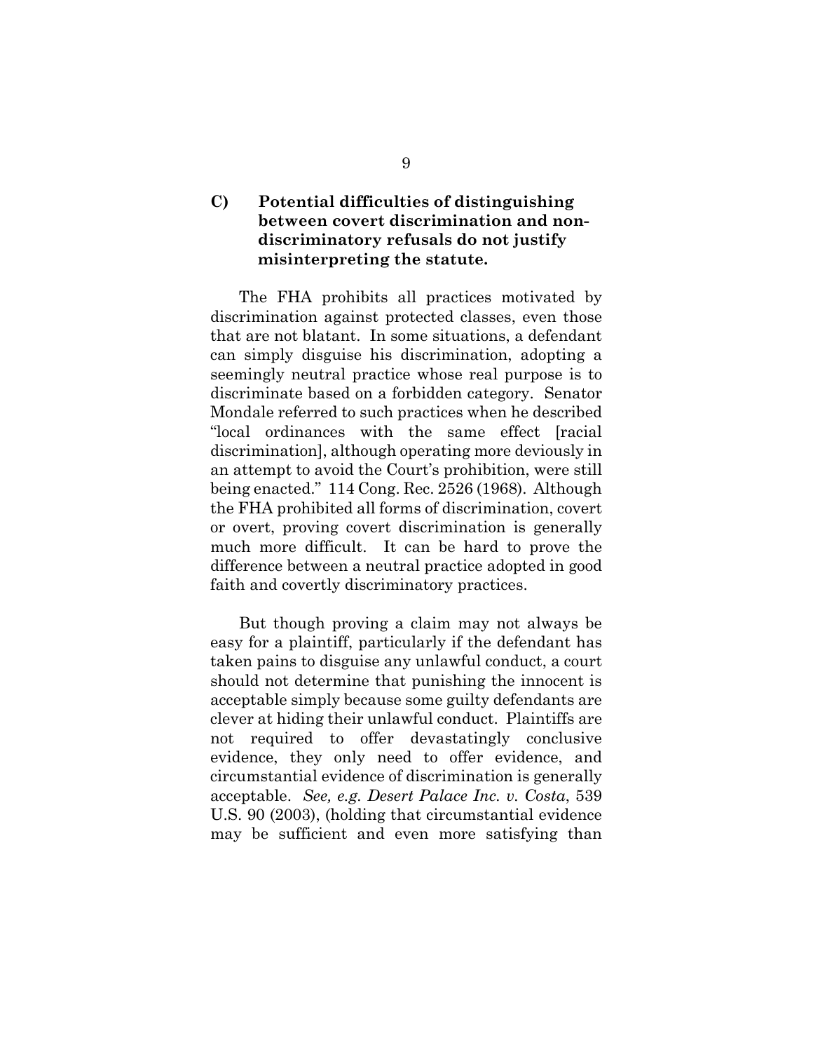### C) Potential difficulties of distinguishing between covert discrimination and non-discriminatory refusals do not justify misinterpreting the statute.

The FHA prohibits all practices motivated by discrimination against protected classes, even those that are not blatant. In some situations, a defendant can simply disguise his discrimination, adopting a seemingly neutral practice whose real purpose is to discriminate based on a forbidden category. Senator Mondale referred to such practices when he described "local ordinances with the same effect [racial discrimination], although operating more deviously in an attempt to avoid the Court's prohibition, were still being enacted." 114 Cong. Rec. 2526 (1968). Although the FHA prohibited all forms of discrimination, covert or overt, proving covert discrimination is generally much more difficult. It can be hard to prove the difference between a neutral practice adopted in good faith and covertly discriminatory practices.

But though proving a claim may not always be easy for a plaintiff, particularly if the defendant has taken pains to disguise any unlawful conduct, a court should not determine that punishing the innocent is acceptable simply because some guilty defendants are clever at hiding their unlawful conduct. Plaintiffs are not required to offer devastatingly conclusive evidence, they only need to offer evidence, and circumstantial evidence of discrimination is generally acceptable. *See, e.g. Desert Palace Inc. v. Costa*, 539 U.S. 90 (2003), (holding that circumstantial evidence may be sufficient and even more satisfying than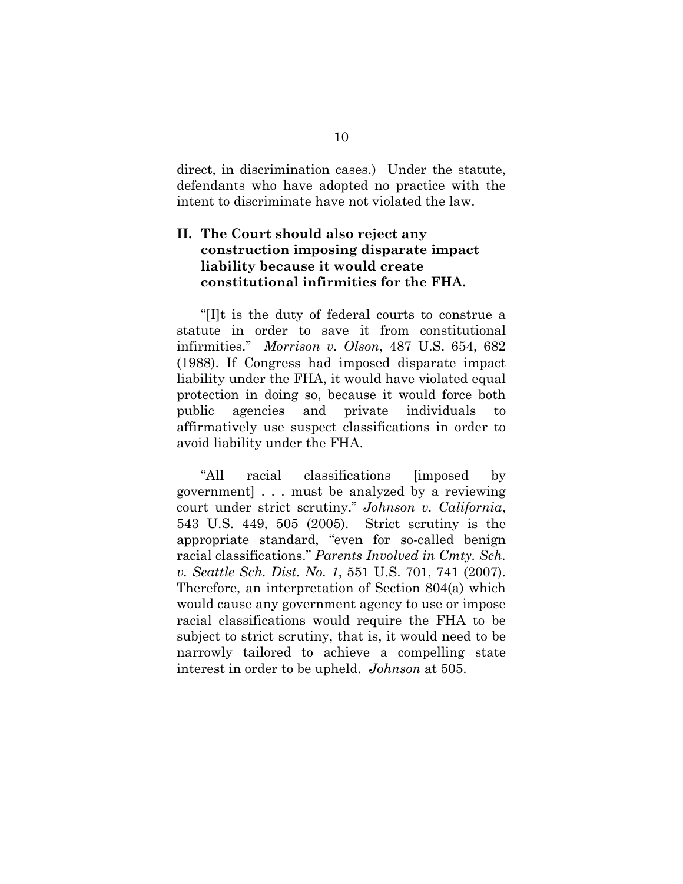direct, in discrimination cases.) Under the statute, defendants who have adopted no practice with the intent to discriminate have not violated the law.

## II. The Court should also reject any construction imposing disparate impact liability because it would create constitutional infirmities for the FHA.

"[I]t is the duty of federal courts to construe a statute in order to save it from constitutional infirmities." *Morrison v. Olson*, 487 U.S. 654, 682 (1988). If Congress had imposed disparate impact liability under the FHA, it would have violated equal protection in doing so, because it would force both public agencies and private individuals to affirmatively use suspect classifications in order to avoid liability under the FHA.

"All racial classifications [imposed by government] . . . must be analyzed by a reviewing court under strict scrutiny." *Johnson v. California*, 543 U.S. 449, 505 (2005). Strict scrutiny is the appropriate standard, "even for so-called benign racial classifications." *Parents Involved in Cmty. Sch. v. Seattle Sch. Dist. No. 1*, 551 U.S. 701, 741 (2007). Therefore, an interpretation of Section 804(a) which would cause any government agency to use or impose racial classifications would require the FHA to be subject to strict scrutiny, that is, it would need to be narrowly tailored to achieve a compelling state interest in order to be upheld. *Johnson* at 505.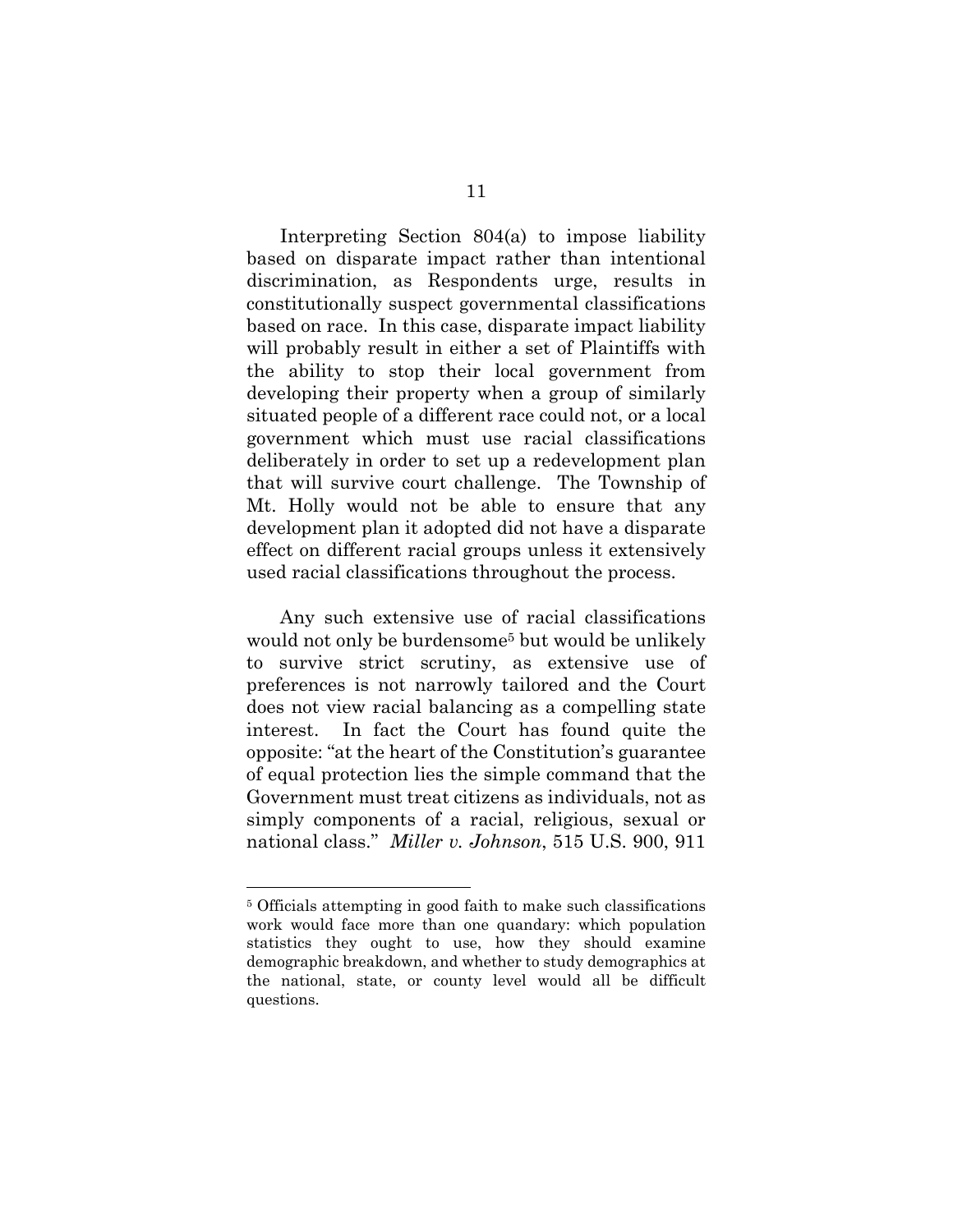Interpreting Section 804(a) to impose liability based on disparate impact rather than intentional discrimination, as Respondents urge, results in constitutionally suspect governmental classifications based on race. In this case, disparate impact liability will probably result in either a set of Plaintiffs with the ability to stop their local government from developing their property when a group of similarly situated people of a different race could not, or a local government which must use racial classifications deliberately in order to set up a redevelopment plan that will survive court challenge. The Township of Mt. Holly would not be able to ensure that any development plan it adopted did not have a disparate effect on different racial groups unless it extensively used racial classifications throughout the process.

Any such extensive use of racial classifications would not only be burdensome[5] but would be unlikely to survive strict scrutiny, as extensive use of preferences is not narrowly tailored and the Court does not view racial balancing as a compelling state interest. In fact the Court has found quite the opposite: "at the heart of the Constitution's guarantee of equal protection lies the simple command that the Government must treat citizens as individuals, not as simply components of a racial, religious, sexual or national class." *Miller v. Johnson*, 515 U.S. 900, 911

---

[5] Officials attempting in good faith to make such classifications work would face more than one quandary: which population statistics they ought to use, how they should examine demographic breakdown, and whether to study demographics at the national, state, or county level would all be difficult questions.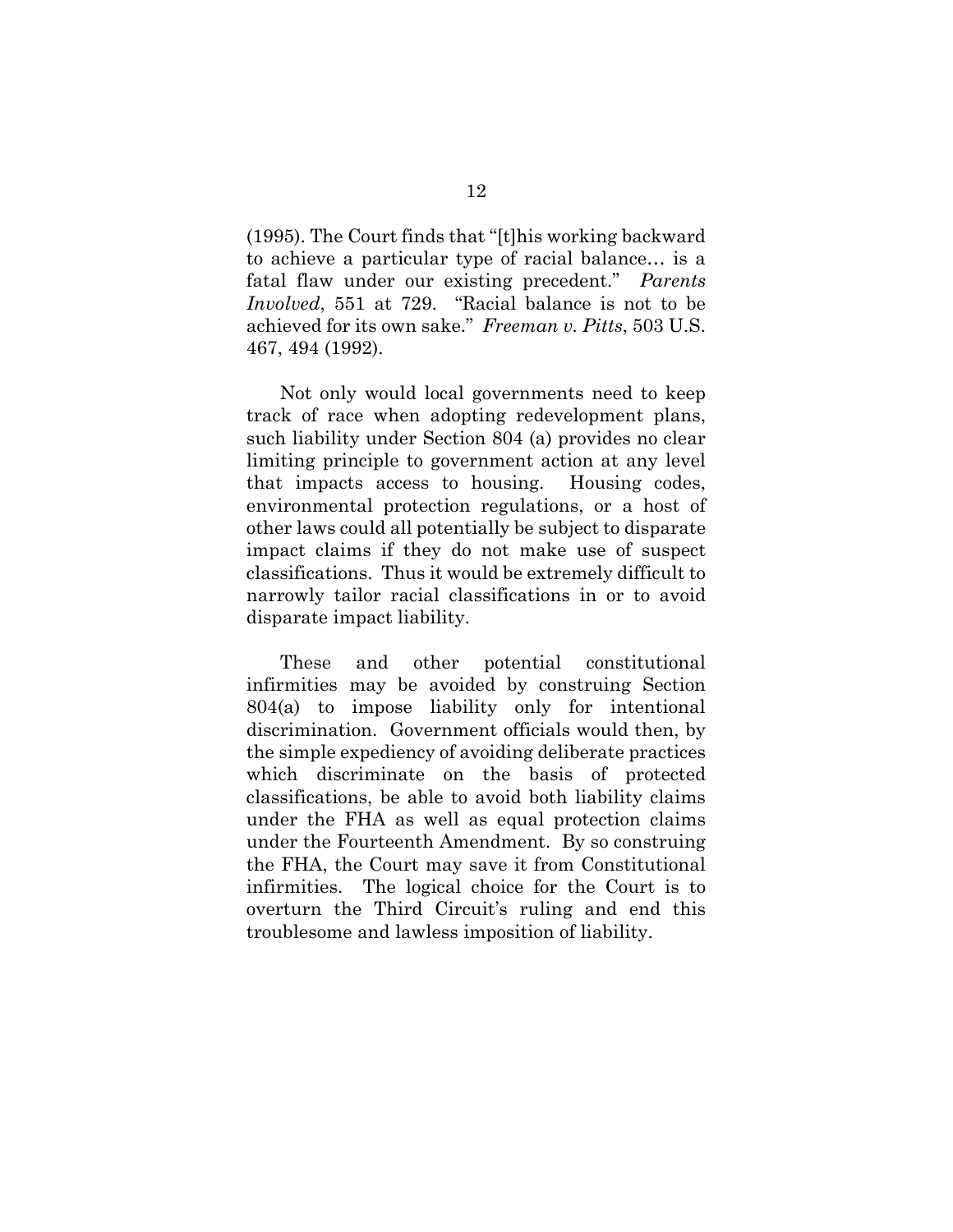(1995). The Court finds that "[t]his working backward to achieve a particular type of racial balance… is a fatal flaw under our existing precedent." *Parents Involved*, 551 at 729. "Racial balance is not to be achieved for its own sake." *Freeman v. Pitts*, 503 U.S. 467, 494 (1992).

Not only would local governments need to keep track of race when adopting redevelopment plans, such liability under Section 804 (a) provides no clear limiting principle to government action at any level that impacts access to housing. Housing codes, environmental protection regulations, or a host of other laws could all potentially be subject to disparate impact claims if they do not make use of suspect classifications. Thus it would be extremely difficult to narrowly tailor racial classifications in or to avoid disparate impact liability.

These and other potential constitutional infirmities may be avoided by construing Section 804(a) to impose liability only for intentional discrimination. Government officials would then, by the simple expediency of avoiding deliberate practices which discriminate on the basis of protected classifications, be able to avoid both liability claims under the FHA as well as equal protection claims under the Fourteenth Amendment. By so construing the FHA, the Court may save it from Constitutional infirmities. The logical choice for the Court is to overturn the Third Circuit's ruling and end this troublesome and lawless imposition of liability.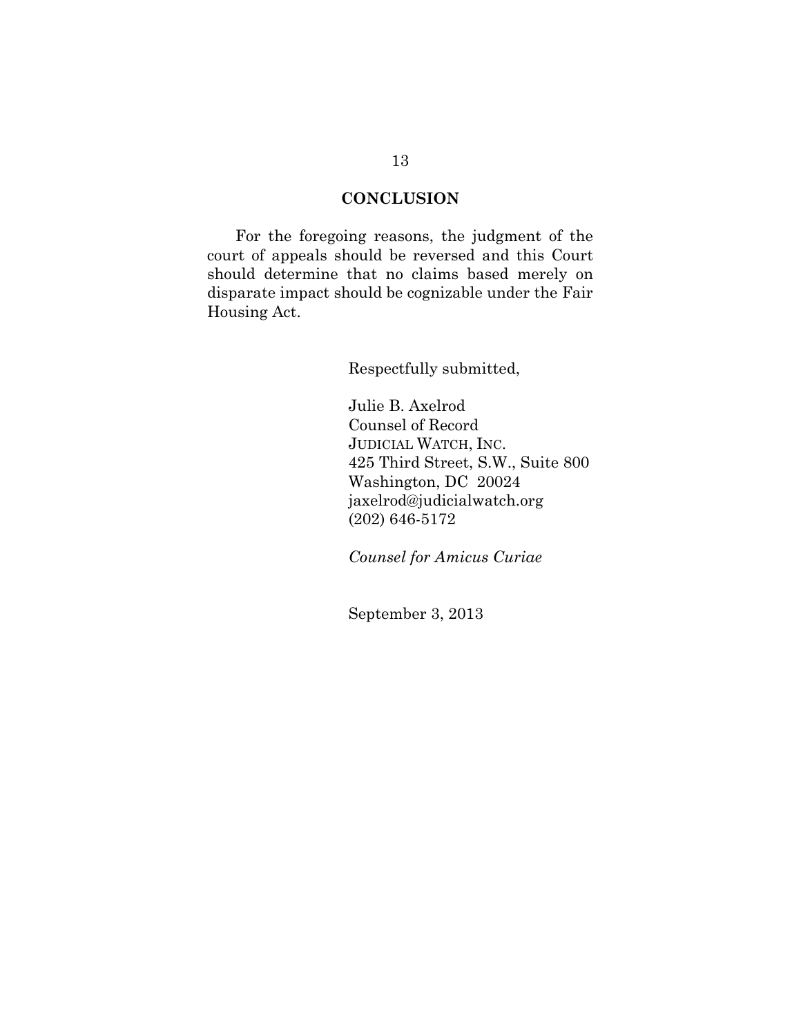## CONCLUSION

For the foregoing reasons, the judgment of the court of appeals should be reversed and this Court should determine that no claims based merely on disparate impact should be cognizable under the Fair Housing Act.

Respectfully submitted,

Julie B. Axelrod
Counsel of Record
JUDICIAL WATCH, INC.
425 Third Street, S.W., Suite 800
Washington, DC 20024
jaxelrod@judicialwatch.org
(202) 646-5172

*Counsel for Amicus Curiae*

September 3, 2013